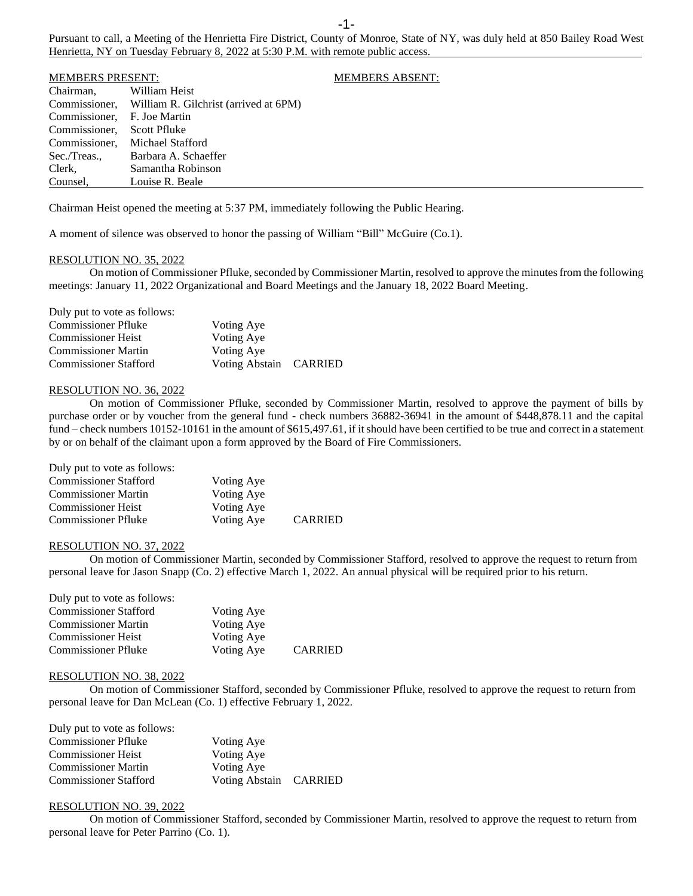Pursuant to call, a Meeting of the Henrietta Fire District, County of Monroe, State of NY, was duly held at 850 Bailey Road West Henrietta, NY on Tuesday February 8, 2022 at 5:30 P.M. with remote public access.

| MEMBERS PRESENT: | | MEMBERS ABSENT: |
|---|---|---|
| Chairman, | William Heist | |
| Commissioner, | William R. Gilchrist (arrived at 6PM) | |
| Commissioner, | F. Joe Martin | |
| Commissioner, | Scott Pfluke | |
| Commissioner, | Michael Stafford | |
| Sec./Treas., | Barbara A. Schaeffer | |
| Clerk, | Samantha Robinson | |
| Counsel, | Louise R. Beale | |

Chairman Heist opened the meeting at 5:37 PM, immediately following the Public Hearing.

A moment of silence was observed to honor the passing of William "Bill" McGuire (Co.1).

RESOLUTION NO. 35, 2022

On motion of Commissioner Pfluke, seconded by Commissioner Martin, resolved to approve the minutes from the following meetings: January 11, 2022 Organizational and Board Meetings and the January 18, 2022 Board Meeting.

Duly put to vote as follows:

| | | |
|---|---|---|
| Commissioner Pfluke | Voting Aye | |
| Commissioner Heist | Voting Aye | |
| Commissioner Martin | Voting Aye | |
| Commissioner Stafford | Voting Abstain | CARRIED |

RESOLUTION NO. 36, 2022

On motion of Commissioner Pfluke, seconded by Commissioner Martin, resolved to approve the payment of bills by purchase order or by voucher from the general fund - check numbers 36882-36941 in the amount of $448,878.11 and the capital fund – check numbers 10152-10161 in the amount of $615,497.61, if it should have been certified to be true and correct in a statement by or on behalf of the claimant upon a form approved by the Board of Fire Commissioners.

Duly put to vote as follows:

| | | |
|---|---|---|
| Commissioner Stafford | Voting Aye | |
| Commissioner Martin | Voting Aye | |
| Commissioner Heist | Voting Aye | |
| Commissioner Pfluke | Voting Aye | CARRIED |

RESOLUTION NO. 37, 2022

On motion of Commissioner Martin, seconded by Commissioner Stafford, resolved to approve the request to return from personal leave for Jason Snapp (Co. 2) effective March 1, 2022. An annual physical will be required prior to his return.

Duly put to vote as follows:

| | | |
|---|---|---|
| Commissioner Stafford | Voting Aye | |
| Commissioner Martin | Voting Aye | |
| Commissioner Heist | Voting Aye | |
| Commissioner Pfluke | Voting Aye | CARRIED |

RESOLUTION NO. 38, 2022

On motion of Commissioner Stafford, seconded by Commissioner Pfluke, resolved to approve the request to return from personal leave for Dan McLean (Co. 1) effective February 1, 2022.

Duly put to vote as follows:

| | | |
|---|---|---|
| Commissioner Pfluke | Voting Aye | |
| Commissioner Heist | Voting Aye | |
| Commissioner Martin | Voting Aye | |
| Commissioner Stafford | Voting Abstain | CARRIED |

RESOLUTION NO. 39, 2022

On motion of Commissioner Stafford, seconded by Commissioner Martin, resolved to approve the request to return from personal leave for Peter Parrino (Co. 1).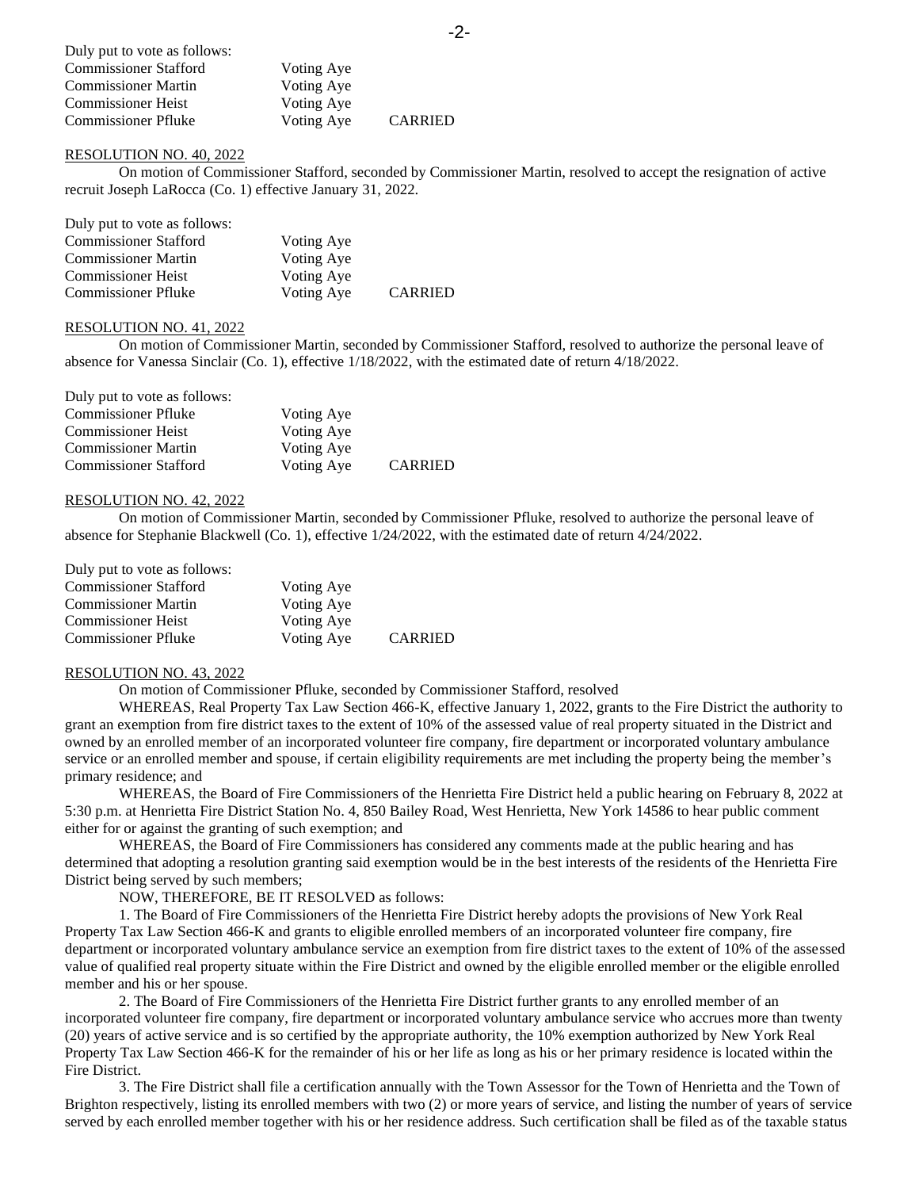Duly put to vote as follows:

| | | |
|---|---|---|
| Commissioner Stafford | Voting Aye | |
| Commissioner Martin | Voting Aye | |
| Commissioner Heist | Voting Aye | |
| Commissioner Pfluke | Voting Aye | CARRIED |

<u>RESOLUTION NO. 40, 2022</u>

On motion of Commissioner Stafford, seconded by Commissioner Martin, resolved to accept the resignation of active recruit Joseph LaRocca (Co. 1) effective January 31, 2022.

Duly put to vote as follows:

| | | |
|---|---|---|
| Commissioner Stafford | Voting Aye | |
| Commissioner Martin | Voting Aye | |
| Commissioner Heist | Voting Aye | |
| Commissioner Pfluke | Voting Aye | CARRIED |

<u>RESOLUTION NO. 41, 2022</u>

On motion of Commissioner Martin, seconded by Commissioner Stafford, resolved to authorize the personal leave of absence for Vanessa Sinclair (Co. 1), effective 1/18/2022, with the estimated date of return 4/18/2022.

Duly put to vote as follows:

| | | |
|---|---|---|
| Commissioner Pfluke | Voting Aye | |
| Commissioner Heist | Voting Aye | |
| Commissioner Martin | Voting Aye | |
| Commissioner Stafford | Voting Aye | CARRIED |

<u>RESOLUTION NO. 42, 2022</u>

On motion of Commissioner Martin, seconded by Commissioner Pfluke, resolved to authorize the personal leave of absence for Stephanie Blackwell (Co. 1), effective 1/24/2022, with the estimated date of return 4/24/2022.

Duly put to vote as follows:

| | | |
|---|---|---|
| Commissioner Stafford | Voting Aye | |
| Commissioner Martin | Voting Aye | |
| Commissioner Heist | Voting Aye | |
| Commissioner Pfluke | Voting Aye | CARRIED |

<u>RESOLUTION NO. 43, 2022</u>

On motion of Commissioner Pfluke, seconded by Commissioner Stafford, resolved

WHEREAS, Real Property Tax Law Section 466-K, effective January 1, 2022, grants to the Fire District the authority to grant an exemption from fire district taxes to the extent of 10% of the assessed value of real property situated in the District and owned by an enrolled member of an incorporated volunteer fire company, fire department or incorporated voluntary ambulance service or an enrolled member and spouse, if certain eligibility requirements are met including the property being the member's primary residence; and

WHEREAS, the Board of Fire Commissioners of the Henrietta Fire District held a public hearing on February 8, 2022 at 5:30 p.m. at Henrietta Fire District Station No. 4, 850 Bailey Road, West Henrietta, New York 14586 to hear public comment either for or against the granting of such exemption; and

WHEREAS, the Board of Fire Commissioners has considered any comments made at the public hearing and has determined that adopting a resolution granting said exemption would be in the best interests of the residents of the Henrietta Fire District being served by such members;

NOW, THEREFORE, BE IT RESOLVED as follows:

1. The Board of Fire Commissioners of the Henrietta Fire District hereby adopts the provisions of New York Real Property Tax Law Section 466-K and grants to eligible enrolled members of an incorporated volunteer fire company, fire department or incorporated voluntary ambulance service an exemption from fire district taxes to the extent of 10% of the assessed value of qualified real property situate within the Fire District and owned by the eligible enrolled member or the eligible enrolled member and his or her spouse.

2. The Board of Fire Commissioners of the Henrietta Fire District further grants to any enrolled member of an incorporated volunteer fire company, fire department or incorporated voluntary ambulance service who accrues more than twenty (20) years of active service and is so certified by the appropriate authority, the 10% exemption authorized by New York Real Property Tax Law Section 466-K for the remainder of his or her life as long as his or her primary residence is located within the Fire District.

3. The Fire District shall file a certification annually with the Town Assessor for the Town of Henrietta and the Town of Brighton respectively, listing its enrolled members with two (2) or more years of service, and listing the number of years of service served by each enrolled member together with his or her residence address. Such certification shall be filed as of the taxable status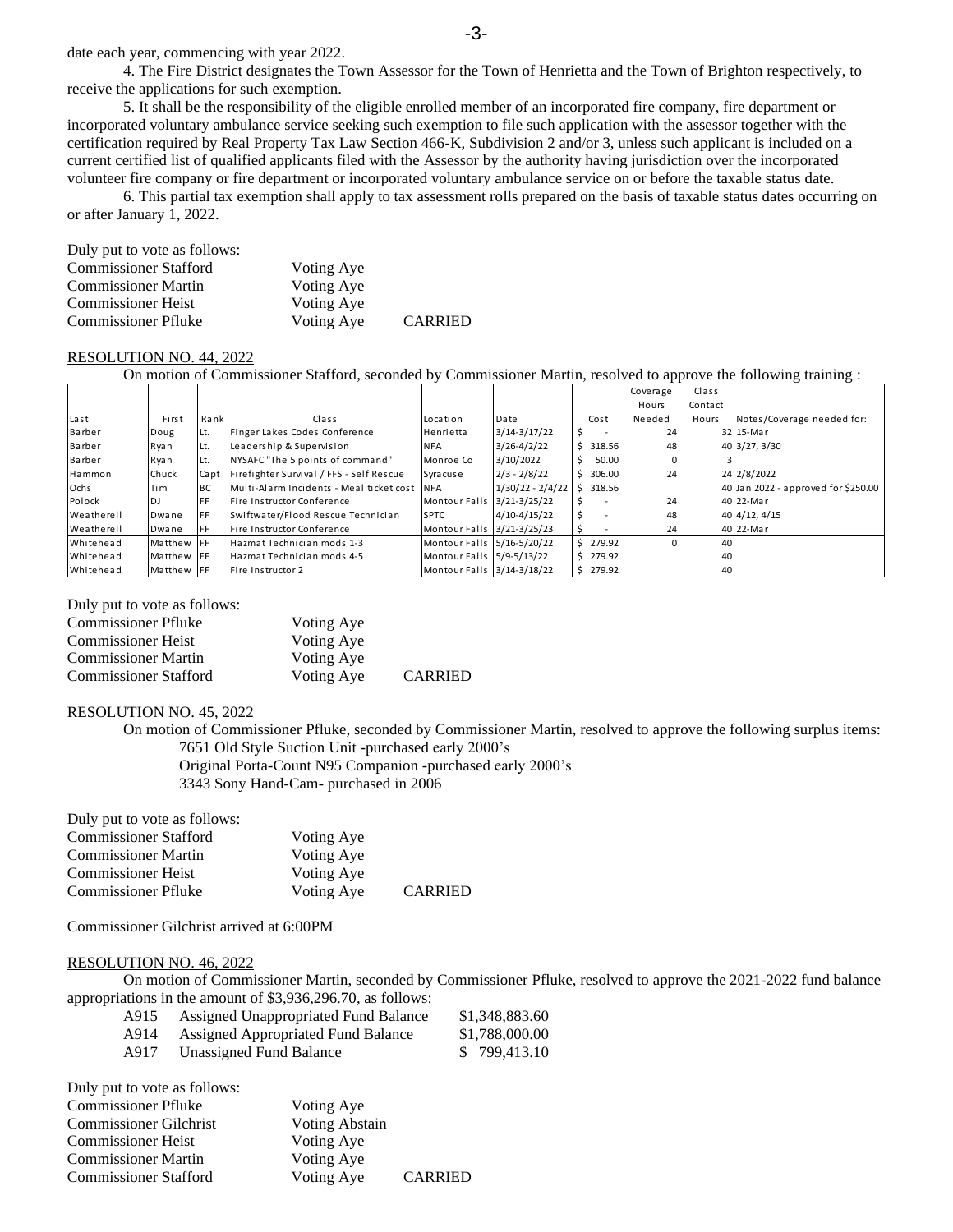date each year, commencing with year 2022.

4. The Fire District designates the Town Assessor for the Town of Henrietta and the Town of Brighton respectively, to receive the applications for such exemption.

5. It shall be the responsibility of the eligible enrolled member of an incorporated fire company, fire department or incorporated voluntary ambulance service seeking such exemption to file such application with the assessor together with the certification required by Real Property Tax Law Section 466-K, Subdivision 2 and/or 3, unless such applicant is included on a current certified list of qualified applicants filed with the Assessor by the authority having jurisdiction over the incorporated volunteer fire company or fire department or incorporated voluntary ambulance service on or before the taxable status date.

6. This partial tax exemption shall apply to tax assessment rolls prepared on the basis of taxable status dates occurring on or after January 1, 2022.

Duly put to vote as follows:

| | | |
|---|---|---|
| Commissioner Stafford | Voting Aye | |
| Commissioner Martin | Voting Aye | |
| Commissioner Heist | Voting Aye | |
| Commissioner Pfluke | Voting Aye | CARRIED |

RESOLUTION NO. 44, 2022

On motion of Commissioner Stafford, seconded by Commissioner Martin, resolved to approve the following training :

| Last | First | Rank | Class | Location | Date | Cost | Coverage Hours Needed | Class Contact Hours | Notes/Coverage needed for: |
|---|---|---|---|---|---|---|---|---|---|
| Barber | Doug | Lt. | Finger Lakes Codes Conference | Henrietta | 3/14-3/17/22 | $ - | 24 | 32 | 15-Mar |
| Barber | Ryan | Lt. | Leadership & Supervision | NFA | 3/26-4/2/22 | $ 318.56 | 48 | 40 | 3/27, 3/30 |
| Barber | Ryan | Lt. | NYSAFC "The 5 points of command" | Monroe Co | 3/10/2022 | $ 50.00 | 0 | 3 | |
| Hammon | Chuck | Capt | Firefighter Survival / FFS - Self Rescue | Syracuse | 2/3 - 2/8/22 | $ 306.00 | 24 | 24 | 2/8/2022 |
| Ochs | Tim | BC | Multi-Alarm Incidents - Meal ticket cost | NFA | 1/30/22 - 2/4/22 | $ 318.56 | | 40 | Jan 2022 - approved for $250.00 |
| Polock | DJ | FF | Fire Instructor Conference | Montour Falls | 3/21-3/25/22 | $ - | 24 | 40 | 22-Mar |
| Weatherell | Dwane | FF | Swiftwater/Flood Rescue Technician | SPTC | 4/10-4/15/22 | $ - | 48 | 40 | 4/12, 4/15 |
| Weatherell | Dwane | FF | Fire Instructor Conference | Montour Falls | 3/21-3/25/23 | $ - | 24 | 40 | 22-Mar |
| Whitehead | Matthew | FF | Hazmat Technician mods 1-3 | Montour Falls | 5/16-5/20/22 | $ 279.92 | 0 | 40 | |
| Whitehead | Matthew | FF | Hazmat Technician mods 4-5 | Montour Falls | 5/9-5/13/22 | $ 279.92 | | 40 | |
| Whitehead | Matthew | FF | Fire Instructor 2 | Montour Falls | 3/14-3/18/22 | $ 279.92 | | 40 | |

Duly put to vote as follows:

| | | |
|---|---|---|
| Commissioner Pfluke | Voting Aye | |
| Commissioner Heist | Voting Aye | |
| Commissioner Martin | Voting Aye | |
| Commissioner Stafford | Voting Aye | CARRIED |

RESOLUTION NO. 45, 2022

On motion of Commissioner Pfluke, seconded by Commissioner Martin, resolved to approve the following surplus items:

7651 Old Style Suction Unit -purchased early 2000's
Original Porta-Count N95 Companion -purchased early 2000's
3343 Sony Hand-Cam- purchased in 2006

Duly put to vote as follows:

| | | |
|---|---|---|
| Commissioner Stafford | Voting Aye | |
| Commissioner Martin | Voting Aye | |
| Commissioner Heist | Voting Aye | |
| Commissioner Pfluke | Voting Aye | CARRIED |

Commissioner Gilchrist arrived at 6:00PM

RESOLUTION NO. 46, 2022

On motion of Commissioner Martin, seconded by Commissioner Pfluke, resolved to approve the 2021-2022 fund balance appropriations in the amount of $3,936,296.70, as follows:

| | | |
|---|---|---|
| A915 | Assigned Unappropriated Fund Balance | $1,348,883.60 |
| A914 | Assigned Appropriated Fund Balance | $1,788,000.00 |
| A917 | Unassigned Fund Balance | $ 799,413.10 |

Duly put to vote as follows:

| | | |
|---|---|---|
| Commissioner Pfluke | Voting Aye | |
| Commissioner Gilchrist | Voting Abstain | |
| Commissioner Heist | Voting Aye | |
| Commissioner Martin | Voting Aye | |
| Commissioner Stafford | Voting Aye | CARRIED |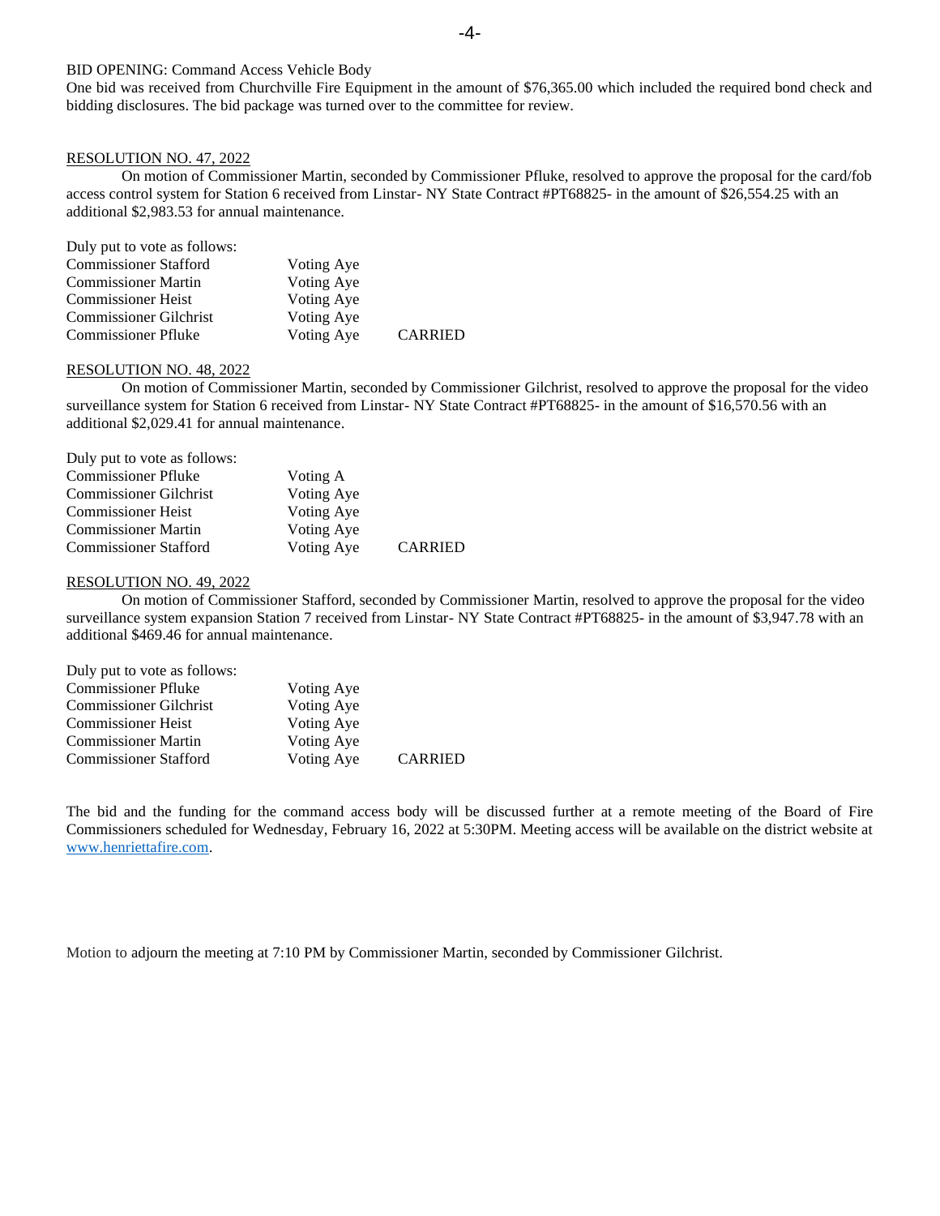BID OPENING: Command Access Vehicle Body

One bid was received from Churchville Fire Equipment in the amount of $76,365.00 which included the required bond check and bidding disclosures. The bid package was turned over to the committee for review.

RESOLUTION NO. 47, 2022

On motion of Commissioner Martin, seconded by Commissioner Pfluke, resolved to approve the proposal for the card/fob access control system for Station 6 received from Linstar- NY State Contract #PT68825- in the amount of $26,554.25 with an additional $2,983.53 for annual maintenance.

Duly put to vote as follows:

| | | |
|---|---|---|
| Commissioner Stafford | Voting Aye | |
| Commissioner Martin | Voting Aye | |
| Commissioner Heist | Voting Aye | |
| Commissioner Gilchrist | Voting Aye | |
| Commissioner Pfluke | Voting Aye | CARRIED |

RESOLUTION NO. 48, 2022

On motion of Commissioner Martin, seconded by Commissioner Gilchrist, resolved to approve the proposal for the video surveillance system for Station 6 received from Linstar- NY State Contract #PT68825- in the amount of $16,570.56 with an additional $2,029.41 for annual maintenance.

Duly put to vote as follows:

| | | |
|---|---|---|
| Commissioner Pfluke | Voting A | |
| Commissioner Gilchrist | Voting Aye | |
| Commissioner Heist | Voting Aye | |
| Commissioner Martin | Voting Aye | |
| Commissioner Stafford | Voting Aye | CARRIED |

RESOLUTION NO. 49, 2022

On motion of Commissioner Stafford, seconded by Commissioner Martin, resolved to approve the proposal for the video surveillance system expansion Station 7 received from Linstar- NY State Contract #PT68825- in the amount of $3,947.78 with an additional $469.46 for annual maintenance.

Duly put to vote as follows:

| | | |
|---|---|---|
| Commissioner Pfluke | Voting Aye | |
| Commissioner Gilchrist | Voting Aye | |
| Commissioner Heist | Voting Aye | |
| Commissioner Martin | Voting Aye | |
| Commissioner Stafford | Voting Aye | CARRIED |

The bid and the funding for the command access body will be discussed further at a remote meeting of the Board of Fire Commissioners scheduled for Wednesday, February 16, 2022 at 5:30PM. Meeting access will be available on the district website at www.henriettafire.com.

Motion to adjourn the meeting at 7:10 PM by Commissioner Martin, seconded by Commissioner Gilchrist.